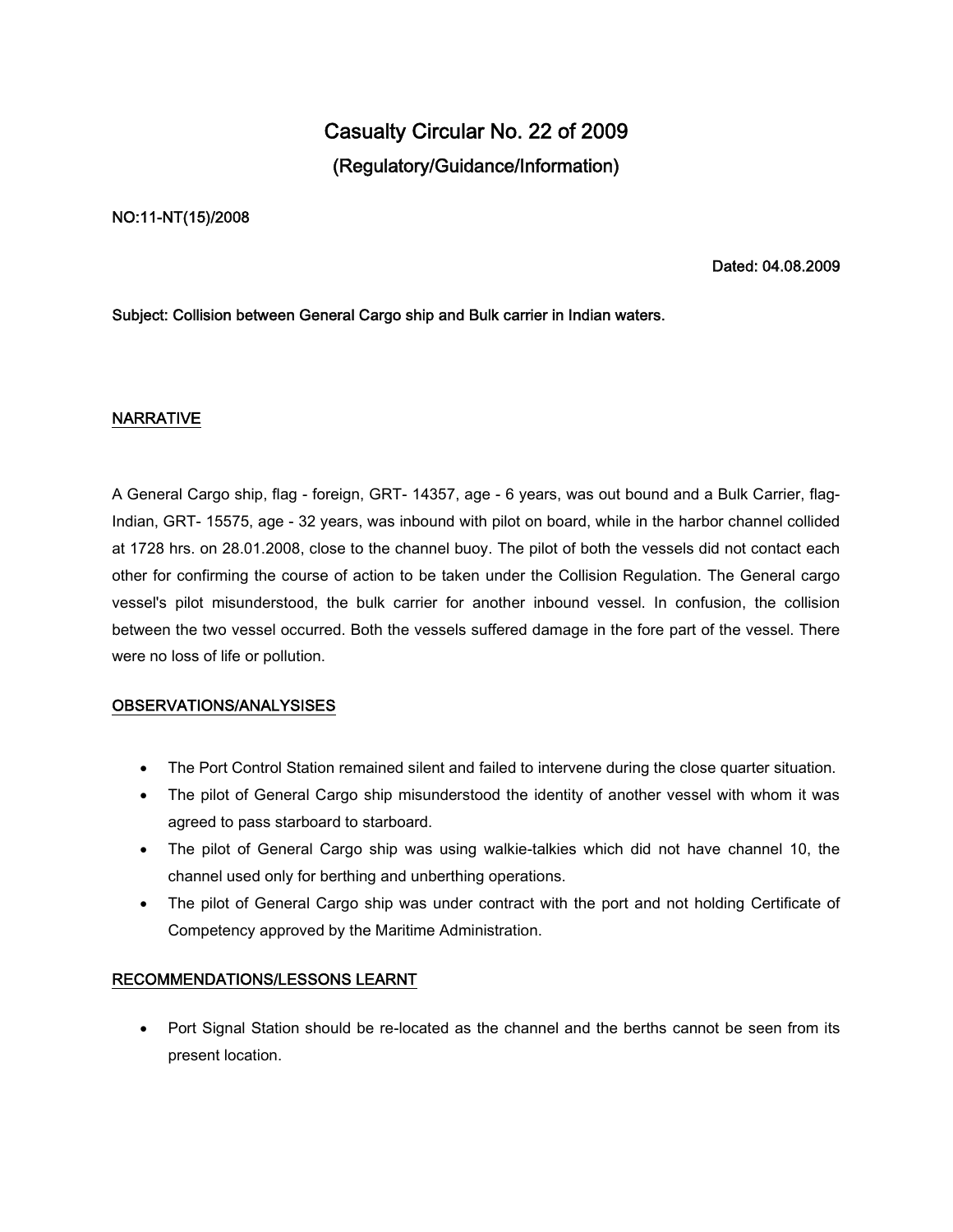# Casualty Circular No. 22 of 2009

## (Regulatory/Guidance/Information)

**NO:11-NT(15)/2008**

**Dated: 04.08.2009**

**Subject: Collision between General Cargo ship and Bulk carrier in Indian waters.**

## NARRATIVE

A General Cargo ship, flag - foreign, GRT- 14357, age - 6 years, was out bound and a Bulk Carrier, flag-Indian, GRT- 15575, age - 32 years, was inbound with pilot on board, while in the harbor channel collided at 1728 hrs. on 28.01.2008, close to the channel buoy. The pilot of both the vessels did not contact each other for confirming the course of action to be taken under the Collision Regulation. The General cargo vessel's pilot misunderstood, the bulk carrier for another inbound vessel. In confusion, the collision between the two vessel occurred. Both the vessels suffered damage in the fore part of the vessel. There were no loss of life or pollution.

## OBSERVATIONS/ANALYSISES

- The Port Control Station remained silent and failed to intervene during the close quarter situation.
- The pilot of General Cargo ship misunderstood the identity of another vessel with whom it was agreed to pass starboard to starboard.
- The pilot of General Cargo ship was using walkie-talkies which did not have channel 10, the channel used only for berthing and unberthing operations.
- The pilot of General Cargo ship was under contract with the port and not holding Certificate of Competency approved by the Maritime Administration.

## RECOMMENDATIONS/LESSONS LEARNT

- Port Signal Station should be re-located as the channel and the berths cannot be seen from its present location.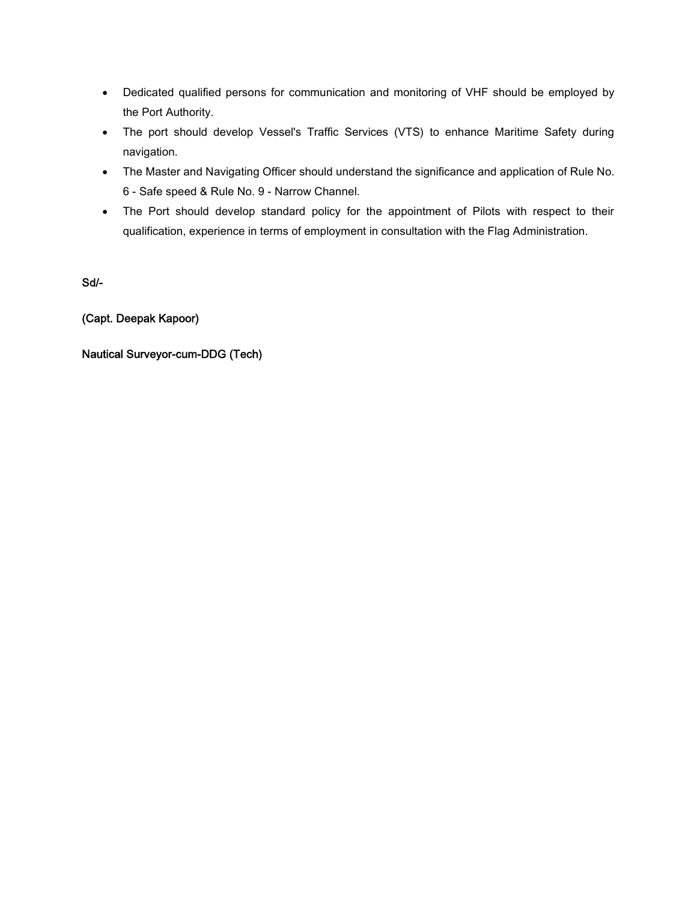- Dedicated qualified persons for communication and monitoring of VHF should be employed by the Port Authority.
- The port should develop Vessel's Traffic Services (VTS) to enhance Maritime Safety during navigation.
- The Master and Navigating Officer should understand the significance and application of Rule No. 6 - Safe speed & Rule No. 9 - Narrow Channel.
- The Port should develop standard policy for the appointment of Pilots with respect to their qualification, experience in terms of employment in consultation with the Flag Administration.

Sd/-

(Capt. Deepak Kapoor)

Nautical Surveyor-cum-DDG (Tech)